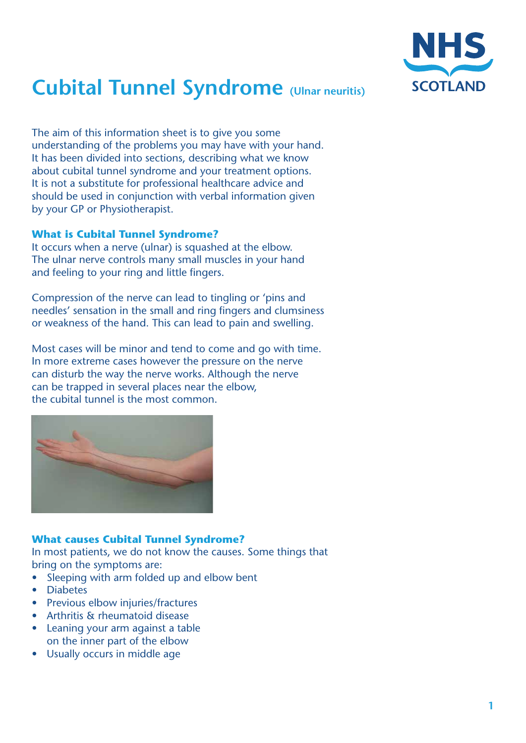# Cubital Tunnel Syndrome (Ulnar neuritis)

The aim of this information sheet is to give you some understanding of the problems you may have with your hand. It has been divided into sections, describing what we know about cubital tunnel syndrome and your treatment options. It is not a substitute for professional healthcare advice and should be used in conjunction with verbal information given by your GP or Physiotherapist.

## What is Cubital Tunnel Syndrome?

It occurs when a nerve (ulnar) is squashed at the elbow. The ulnar nerve controls many small muscles in your hand and feeling to your ring and little fingers.

Compression of the nerve can lead to tingling or 'pins and needles' sensation in the small and ring fingers and clumsiness or weakness of the hand. This can lead to pain and swelling.

Most cases will be minor and tend to come and go with time. In more extreme cases however the pressure on the nerve can disturb the way the nerve works. Although the nerve can be trapped in several places near the elbow, the cubital tunnel is the most common.

## What causes Cubital Tunnel Syndrome?

In most patients, we do not know the causes. Some things that bring on the symptoms are:

- Sleeping with arm folded up and elbow bent
- Diabetes
- Previous elbow injuries/fractures
- Arthritis & rheumatoid disease
- Leaning your arm against a table on the inner part of the elbow
- Usually occurs in middle age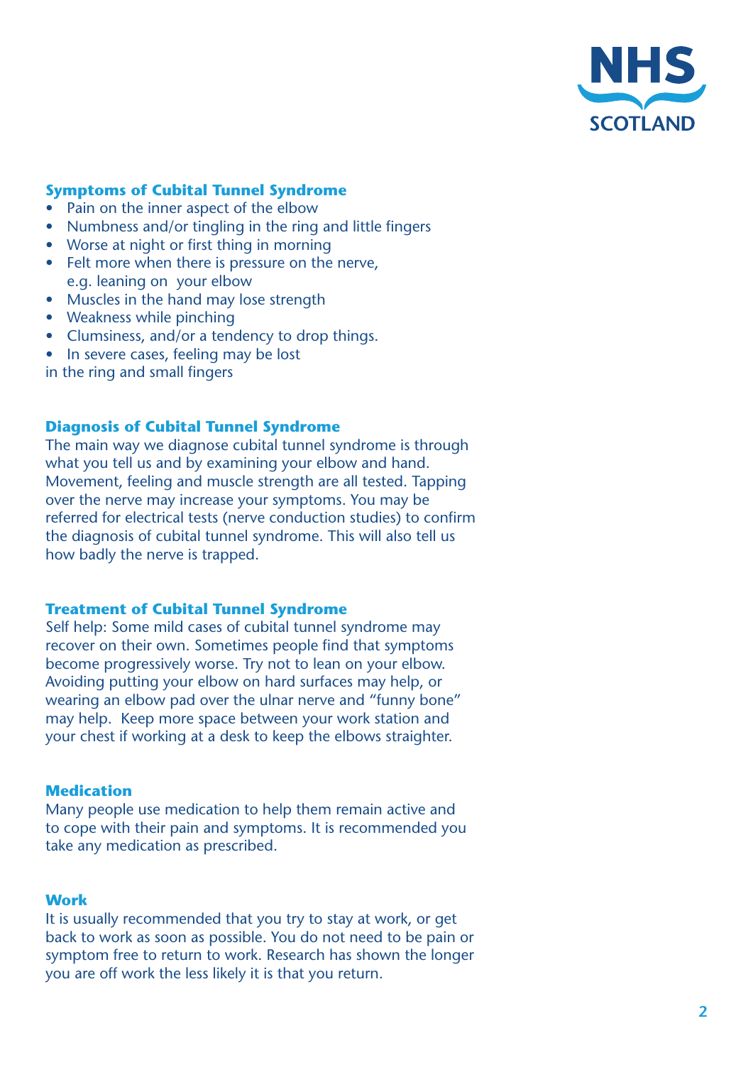## Symptoms of Cubital Tunnel Syndrome

- Pain on the inner aspect of the elbow
- Numbness and/or tingling in the ring and little fingers
- Worse at night or first thing in morning
- Felt more when there is pressure on the nerve, e.g. leaning on your elbow
- Muscles in the hand may lose strength
- Weakness while pinching
- Clumsiness, and/or a tendency to drop things.
- In severe cases, feeling may be lost

in the ring and small fingers

## Diagnosis of Cubital Tunnel Syndrome

The main way we diagnose cubital tunnel syndrome is through what you tell us and by examining your elbow and hand. Movement, feeling and muscle strength are all tested. Tapping over the nerve may increase your symptoms. You may be referred for electrical tests (nerve conduction studies) to confirm the diagnosis of cubital tunnel syndrome. This will also tell us how badly the nerve is trapped.

## Treatment of Cubital Tunnel Syndrome

Self help: Some mild cases of cubital tunnel syndrome may recover on their own. Sometimes people find that symptoms become progressively worse. Try not to lean on your elbow. Avoiding putting your elbow on hard surfaces may help, or wearing an elbow pad over the ulnar nerve and "funny bone" may help. Keep more space between your work station and your chest if working at a desk to keep the elbows straighter.

## Medication

Many people use medication to help them remain active and to cope with their pain and symptoms. It is recommended you take any medication as prescribed.

## Work

It is usually recommended that you try to stay at work, or get back to work as soon as possible. You do not need to be pain or symptom free to return to work. Research has shown the longer you are off work the less likely it is that you return.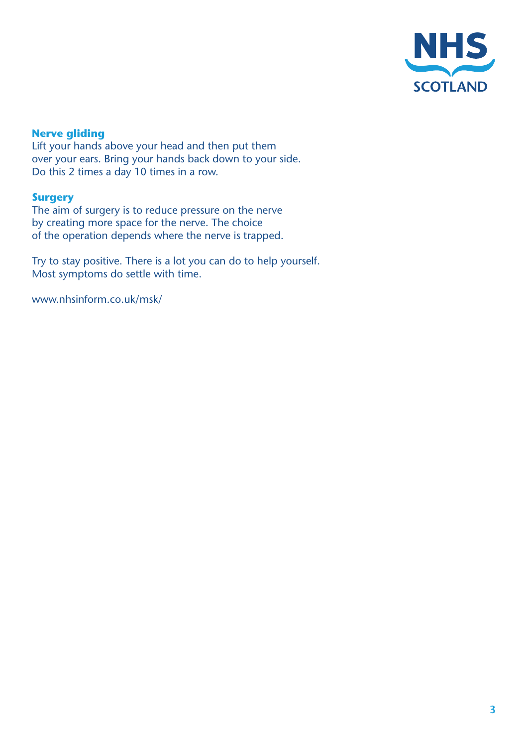## Nerve gliding

Lift your hands above your head and then put them over your ears. Bring your hands back down to your side. Do this 2 times a day 10 times in a row.

## Surgery

The aim of surgery is to reduce pressure on the nerve by creating more space for the nerve. The choice of the operation depends where the nerve is trapped.

Try to stay positive. There is a lot you can do to help yourself. Most symptoms do settle with time.

www.nhsinform.co.uk/msk/